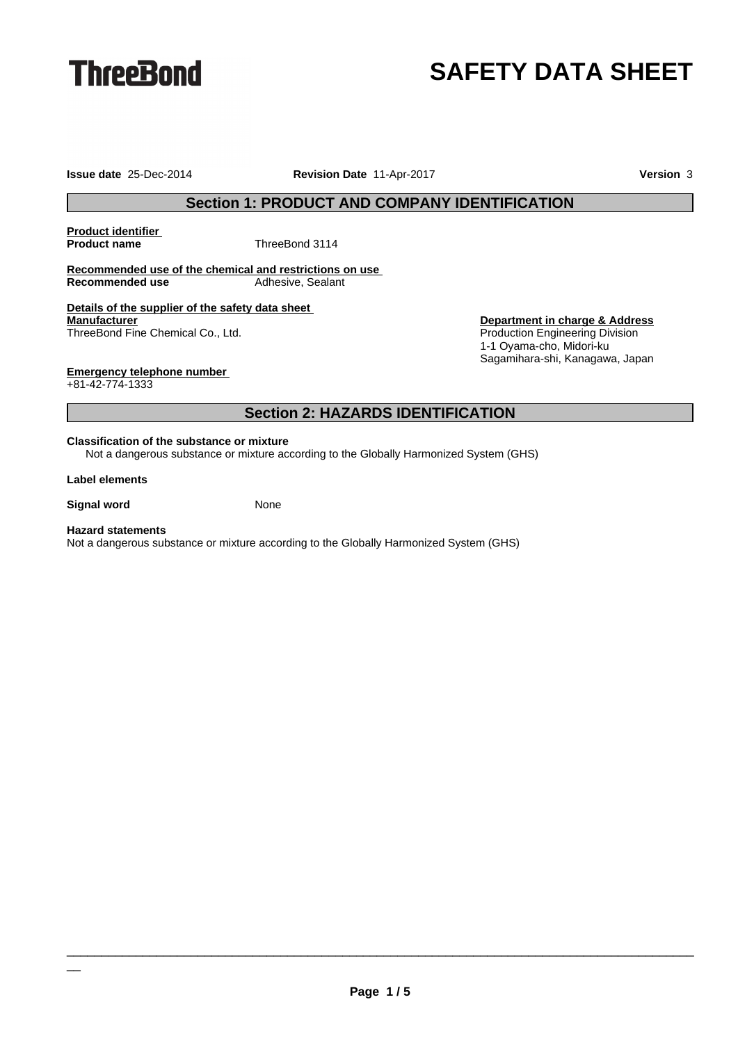ThreeBond

# SAFETY DATA SHEET

**Issue date** 25-Dec-2014 **Revision Date** 11-Apr-2017 **Version** 3

## Section 1: PRODUCT AND COMPANY IDENTIFICATION

**Product identifier**

**Product name** ThreeBond 3114

**Recommended use of the chemical and restrictions on use**

**Recommended use** Adhesive, Sealant

**Details of the supplier of the safety data sheet**

**Manufacturer**
ThreeBond Fine Chemical Co., Ltd.

**Department in charge & Address**
Production Engineering Division
1-1 Oyama-cho, Midori-ku
Sagamihara-shi, Kanagawa, Japan

**Emergency telephone number**
+81-42-774-1333

## Section 2: HAZARDS IDENTIFICATION

**Classification of the substance or mixture**

Not a dangerous substance or mixture according to the Globally Harmonized System (GHS)

**Label elements**

**Signal word** None

**Hazard statements**

Not a dangerous substance or mixture according to the Globally Harmonized System (GHS)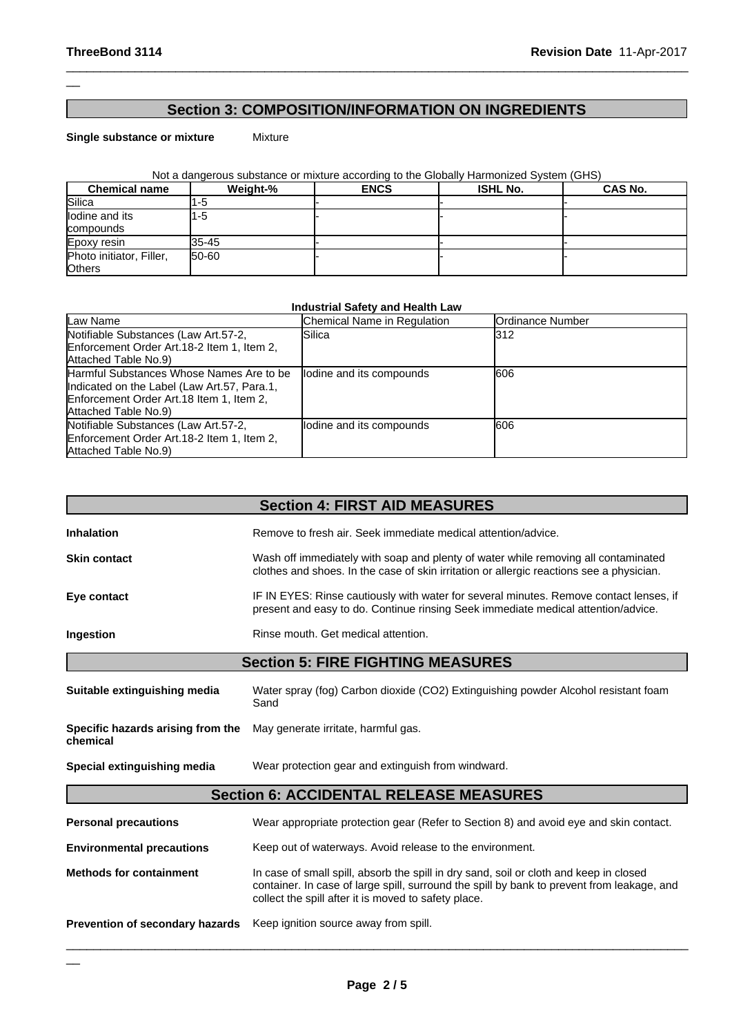## Section 3: COMPOSITION/INFORMATION ON INGREDIENTS

**Single substance or mixture** Mixture

Not a dangerous substance or mixture according to the Globally Harmonized System (GHS)

| Chemical name | Weight-% | ENCS | ISHL No. | CAS No. |
|---|---|---|---|---|
| Silica | 1-5 | - | - | - |
| Iodine and its compounds | 1-5 | - | - | - |
| Epoxy resin | 35-45 | - | - | - |
| Photo initiator, Filler, Others | 50-60 | - | - | - |

**Industrial Safety and Health Law**

| Law Name | Chemical Name in Regulation | Ordinance Number |
|---|---|---|
| Notifiable Substances (Law Art.57-2, Enforcement Order Art.18-2 Item 1, Item 2, Attached Table No.9) | Silica | 312 |
| Harmful Substances Whose Names Are to be Indicated on the Label (Law Art.57, Para.1, Enforcement Order Art.18 Item 1, Item 2, Attached Table No.9) | Iodine and its compounds | 606 |
| Notifiable Substances (Law Art.57-2, Enforcement Order Art.18-2 Item 1, Item 2, Attached Table No.9) | Iodine and its compounds | 606 |

## Section 4: FIRST AID MEASURES

**Inhalation** Remove to fresh air. Seek immediate medical attention/advice.

**Skin contact** Wash off immediately with soap and plenty of water while removing all contaminated clothes and shoes. In the case of skin irritation or allergic reactions see a physician.

**Eye contact** IF IN EYES: Rinse cautiously with water for several minutes. Remove contact lenses, if present and easy to do. Continue rinsing Seek immediate medical attention/advice.

**Ingestion** Rinse mouth. Get medical attention.

## Section 5: FIRE FIGHTING MEASURES

**Suitable extinguishing media** Water spray (fog) Carbon dioxide (CO2) Extinguishing powder Alcohol resistant foam Sand

**Specific hazards arising from the chemical** May generate irritate, harmful gas.

**Special extinguishing media** Wear protection gear and extinguish from windward.

## Section 6: ACCIDENTAL RELEASE MEASURES

**Personal precautions** Wear appropriate protection gear (Refer to Section 8) and avoid eye and skin contact.

**Environmental precautions** Keep out of waterways. Avoid release to the environment.

**Methods for containment** In case of small spill, absorb the spill in dry sand, soil or cloth and keep in closed container. In case of large spill, surround the spill by bank to prevent from leakage, and collect the spill after it is moved to safety place.

**Prevention of secondary hazards** Keep ignition source away from spill.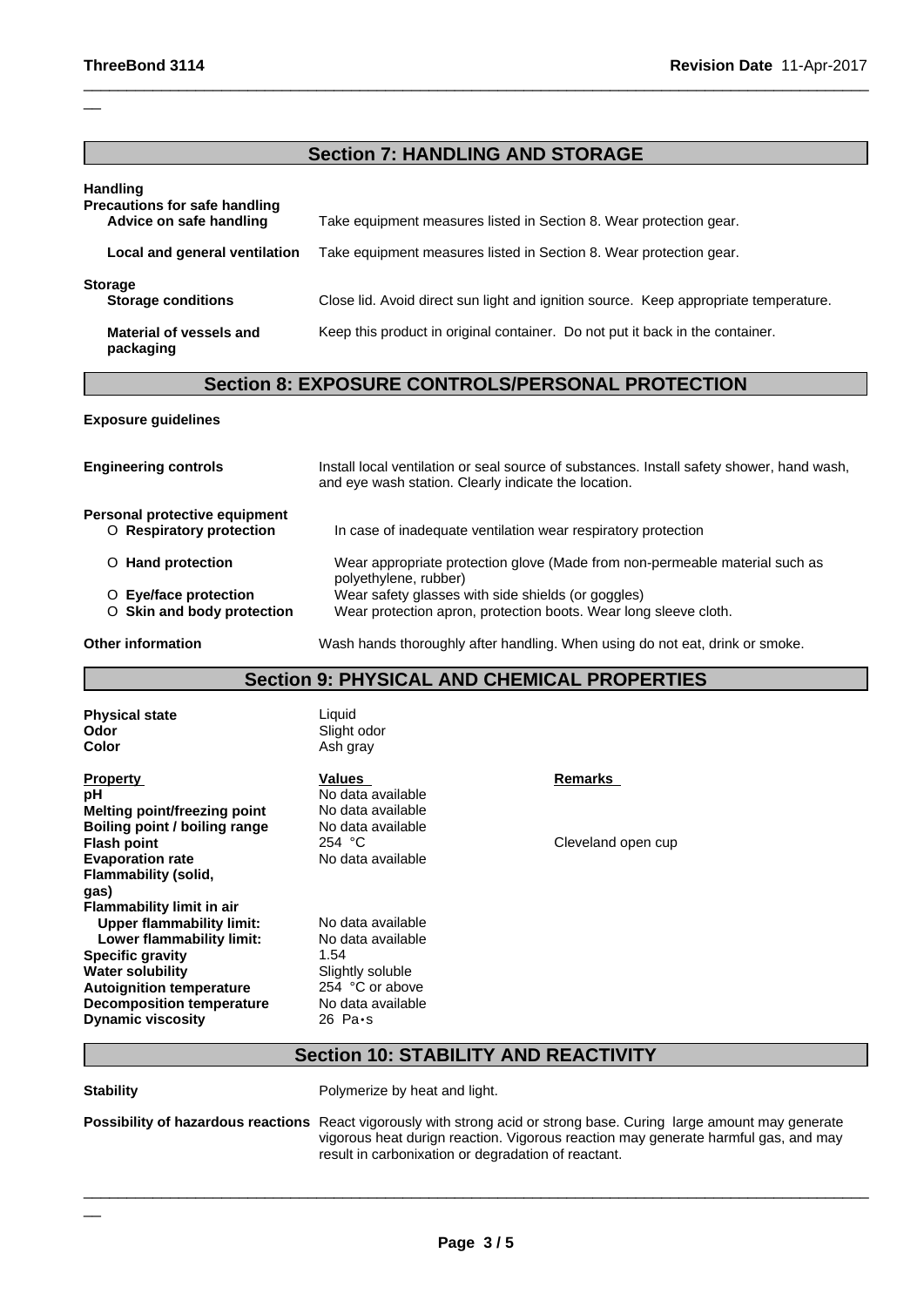## Section 7: HANDLING AND STORAGE

**Handling**

**Precautions for safe handling**

| | |
|---|---|
| **Advice on safe handling** | Take equipment measures listed in Section 8. Wear protection gear. |
| **Local and general ventilation** | Take equipment measures listed in Section 8. Wear protection gear. |

**Storage**

| | |
|---|---|
| **Storage conditions** | Close lid. Avoid direct sun light and ignition source. Keep appropriate temperature. |
| **Material of vessels and packaging** | Keep this product in original container. Do not put it back in the container. |

## Section 8: EXPOSURE CONTROLS/PERSONAL PROTECTION

**Exposure guidelines**

| | |
|---|---|
| **Engineering controls** | Install local ventilation or seal source of substances. Install safety shower, hand wash, and eye wash station. Clearly indicate the location. |

**Personal protective equipment**

| | |
|---|---|
| O **Respiratory protection** | In case of inadequate ventilation wear respiratory protection |
| O **Hand protection** | Wear appropriate protection glove (Made from non-permeable material such as polyethylene, rubber) |
| O **Eye/face protection** | Wear safety glasses with side shields (or goggles) |
| O **Skin and body protection** | Wear protection apron, protection boots. Wear long sleeve cloth. |

| | |
|---|---|
| **Other information** | Wash hands thoroughly after handling. When using do not eat, drink or smoke. |

## Section 9: PHYSICAL AND CHEMICAL PROPERTIES

| | |
|---|---|
| **Physical state** | Liquid |
| **Odor** | Slight odor |
| **Color** | Ash gray |

| Property | Values | Remarks |
|---|---|---|
| **pH** | No data available | |
| **Melting point/freezing point** | No data available | |
| **Boiling point / boiling range** | No data available | |
| **Flash point** | 254 °C | Cleveland open cup |
| **Evaporation rate** | No data available | |
| **Flammability (solid, gas)** | | |
| **Flammability limit in air** | | |
| **Upper flammability limit:** | No data available | |
| **Lower flammability limit:** | No data available | |
| **Specific gravity** | 1.54 | |
| **Water solubility** | Slightly soluble | |
| **Autoignition temperature** | 254 °C or above | |
| **Decomposition temperature** | No data available | |
| **Dynamic viscosity** | 26 Pa•s | |

## Section 10: STABILITY AND REACTIVITY

| | |
|---|---|
| **Stability** | Polymerize by heat and light. |
| **Possibility of hazardous reactions** | React vigorously with strong acid or strong base. Curing large amount may generate vigorous heat durign reaction. Vigorous reaction may generate harmful gas, and may result in carbonixation or degradation of reactant. |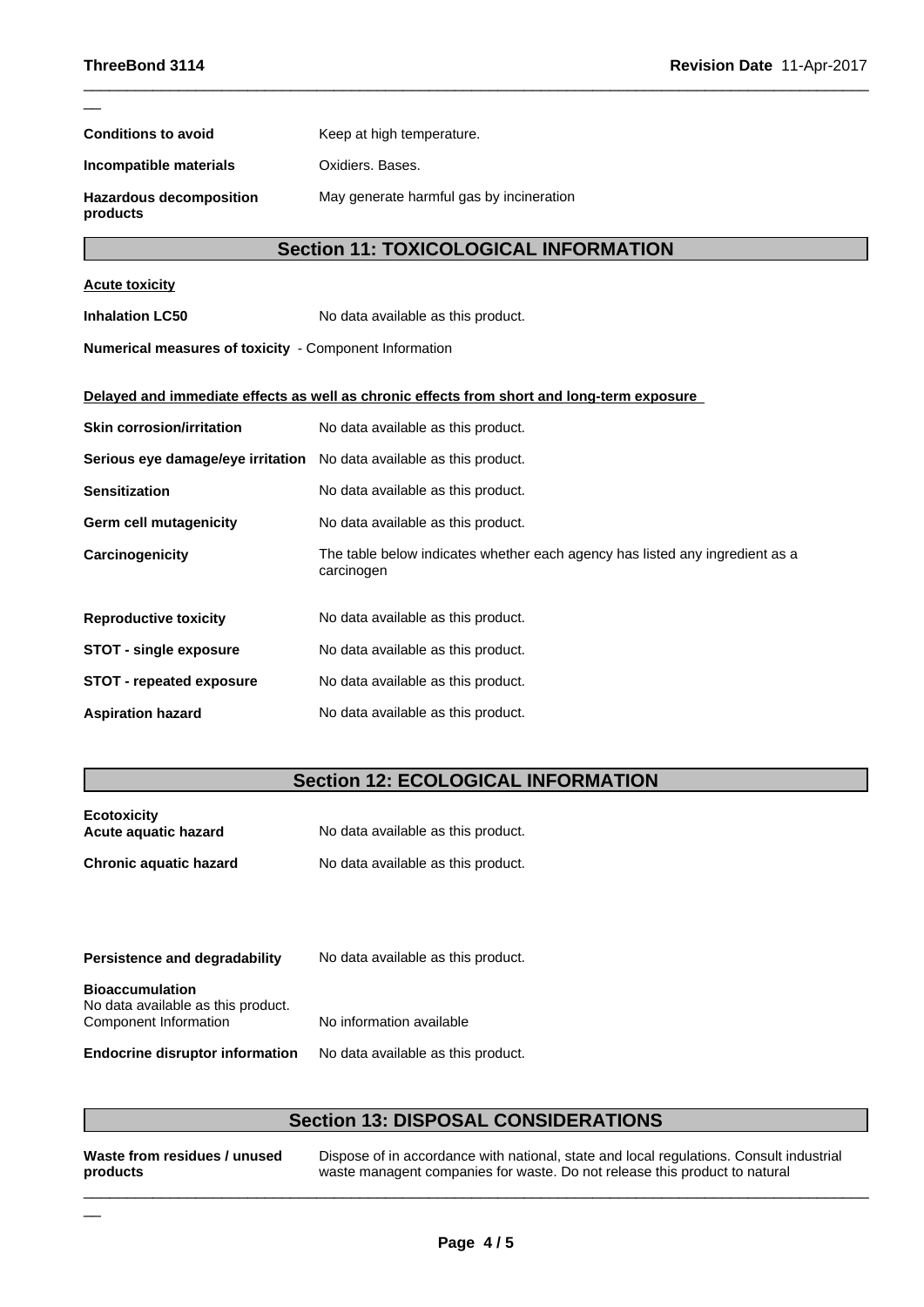**Conditions to avoid** Keep at high temperature.

**Incompatible materials** Oxidiers. Bases.

**Hazardous decomposition products** May generate harmful gas by incineration

## Section 11: TOXICOLOGICAL INFORMATION

**Acute toxicity**

**Inhalation LC50** No data available as this product.

**Numerical measures of toxicity** - Component Information

**Delayed and immediate effects as well as chronic effects from short and long-term exposure**

**Skin corrosion/irritation** No data available as this product.

**Serious eye damage/eye irritation** No data available as this product.

**Sensitization** No data available as this product.

**Germ cell mutagenicity** No data available as this product.

**Carcinogenicity** The table below indicates whether each agency has listed any ingredient as a carcinogen

**Reproductive toxicity** No data available as this product.

**STOT - single exposure** No data available as this product.

**STOT - repeated exposure** No data available as this product.

**Aspiration hazard** No data available as this product.

## Section 12: ECOLOGICAL INFORMATION

**Ecotoxicity**

**Acute aquatic hazard** No data available as this product.

**Chronic aquatic hazard** No data available as this product.

**Persistence and degradability** No data available as this product.

**Bioaccumulation**
No data available as this product.
Component Information No information available

**Endocrine disruptor information** No data available as this product.

## Section 13: DISPOSAL CONSIDERATIONS

**Waste from residues / unused products** Dispose of in accordance with national, state and local regulations. Consult industrial waste managent companies for waste. Do not release this product to natural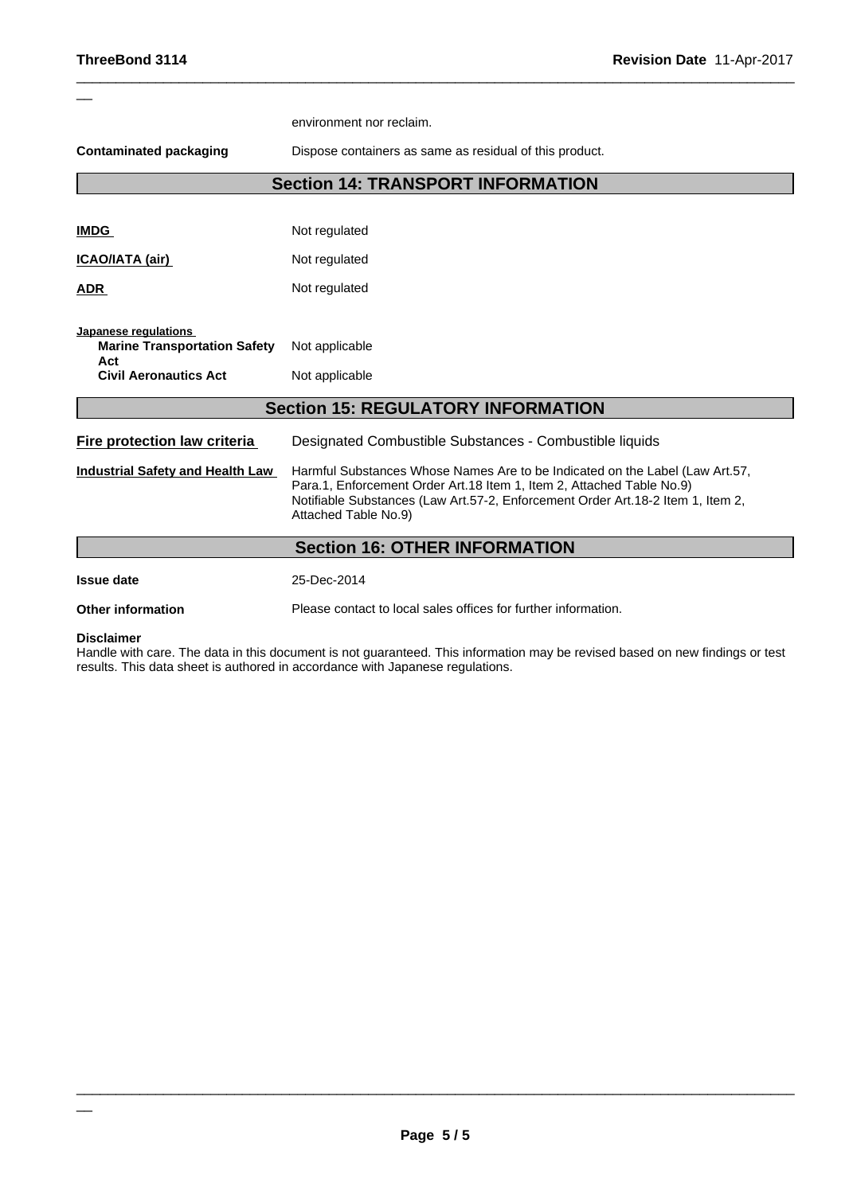environment nor reclaim.

**Contaminated packaging** Dispose containers as same as residual of this product.

## Section 14: TRANSPORT INFORMATION

**IMDG** Not regulated

**ICAO/IATA (air)** Not regulated

**ADR** Not regulated

**Japanese regulations**

**Marine Transportation Safety Act** Not applicable

**Civil Aeronautics Act** Not applicable

## Section 15: REGULATORY INFORMATION

**Fire protection law criteria** Designated Combustible Substances - Combustible liquids

**Industrial Safety and Health Law** Harmful Substances Whose Names Are to be Indicated on the Label (Law Art.57, Para.1, Enforcement Order Art.18 Item 1, Item 2, Attached Table No.9)
Notifiable Substances (Law Art.57-2, Enforcement Order Art.18-2 Item 1, Item 2, Attached Table No.9)

## Section 16: OTHER INFORMATION

**Issue date** 25-Dec-2014

**Other information** Please contact to local sales offices for further information.

**Disclaimer**

Handle with care. The data in this document is not guaranteed. This information may be revised based on new findings or test results. This data sheet is authored in accordance with Japanese regulations.